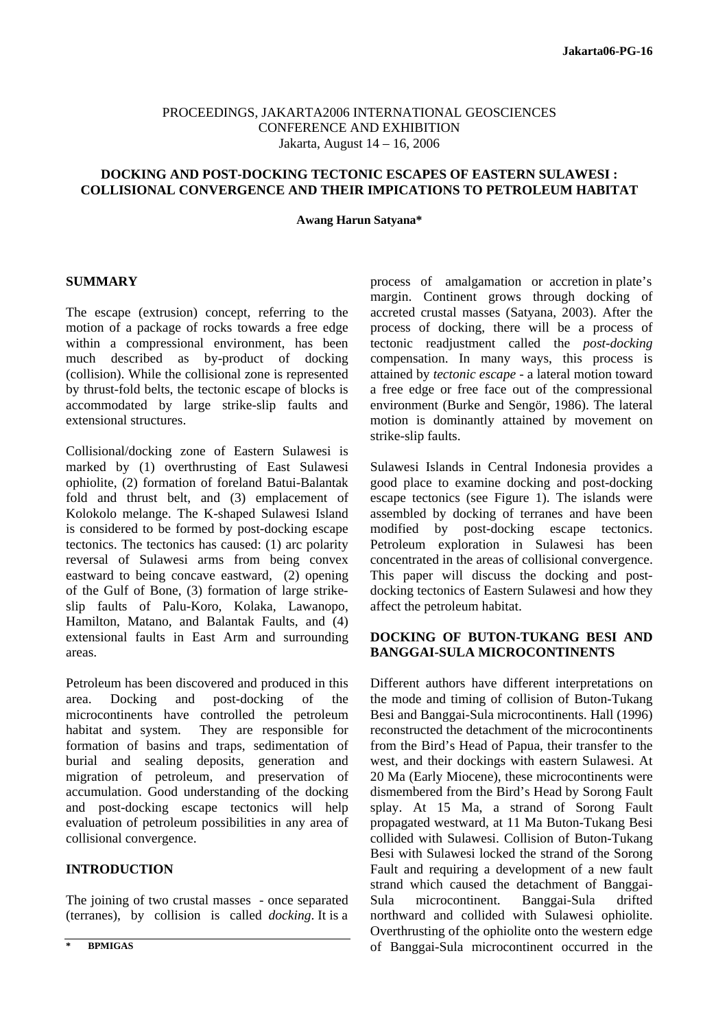Jakarta06-PG-16

PROCEEDINGS, JAKARTA2006 INTERNATIONAL GEOSCIENCES CONFERENCE AND EXHIBITION
Jakarta, August 14 – 16, 2006

# DOCKING AND POST-DOCKING TECTONIC ESCAPES OF EASTERN SULAWESI : COLLISIONAL CONVERGENCE AND THEIR IMPICATIONS TO PETROLEUM HABITAT

**Awang Harun Satyana***

## SUMMARY

The escape (extrusion) concept, referring to the motion of a package of rocks towards a free edge within a compressional environment, has been much described as by-product of docking (collision). While the collisional zone is represented by thrust-fold belts, the tectonic escape of blocks is accommodated by large strike-slip faults and extensional structures.

Collisional/docking zone of Eastern Sulawesi is marked by (1) overthrusting of East Sulawesi ophiolite, (2) formation of foreland Batui-Balantak fold and thrust belt, and (3) emplacement of Kolokolo melange. The K-shaped Sulawesi Island is considered to be formed by post-docking escape tectonics. The tectonics has caused: (1) arc polarity reversal of Sulawesi arms from being convex eastward to being concave eastward, (2) opening of the Gulf of Bone, (3) formation of large strike-slip faults of Palu-Koro, Kolaka, Lawanopo, Hamilton, Matano, and Balantak Faults, and (4) extensional faults in East Arm and surrounding areas.

Petroleum has been discovered and produced in this area. Docking and post-docking of the microcontinents have controlled the petroleum habitat and system. They are responsible for formation of basins and traps, sedimentation of burial and sealing deposits, generation and migration of petroleum, and preservation of accumulation. Good understanding of the docking and post-docking escape tectonics will help evaluation of petroleum possibilities in any area of collisional convergence.

## INTRODUCTION

The joining of two crustal masses - once separated (terranes), by collision is called *docking*. It is a process of amalgamation or accretion in plate's margin. Continent grows through docking of accreted crustal masses (Satyana, 2003). After the process of docking, there will be a process of tectonic readjustment called the *post-docking* compensation. In many ways, this process is attained by *tectonic escape* - a lateral motion toward a free edge or free face out of the compressional environment (Burke and Sengör, 1986). The lateral motion is dominantly attained by movement on strike-slip faults.

Sulawesi Islands in Central Indonesia provides a good place to examine docking and post-docking escape tectonics (see Figure 1). The islands were assembled by docking of terranes and have been modified by post-docking escape tectonics. Petroleum exploration in Sulawesi has been concentrated in the areas of collisional convergence. This paper will discuss the docking and post-docking tectonics of Eastern Sulawesi and how they affect the petroleum habitat.

## DOCKING OF BUTON-TUKANG BESI AND BANGGAI-SULA MICROCONTINENTS

Different authors have different interpretations on the mode and timing of collision of Buton-Tukang Besi and Banggai-Sula microcontinents. Hall (1996) reconstructed the detachment of the microcontinents from the Bird's Head of Papua, their transfer to the west, and their dockings with eastern Sulawesi. At 20 Ma (Early Miocene), these microcontinents were dismembered from the Bird's Head by Sorong Fault splay. At 15 Ma, a strand of Sorong Fault propagated westward, at 11 Ma Buton-Tukang Besi collided with Sulawesi. Collision of Buton-Tukang Besi with Sulawesi locked the strand of the Sorong Fault and requiring a development of a new fault strand which caused the detachment of Banggai-Sula microcontinent. Banggai-Sula drifted northward and collided with Sulawesi ophiolite. Overthrusting of the ophiolite onto the western edge of Banggai-Sula microcontinent occurred in the

\* BPMIGAS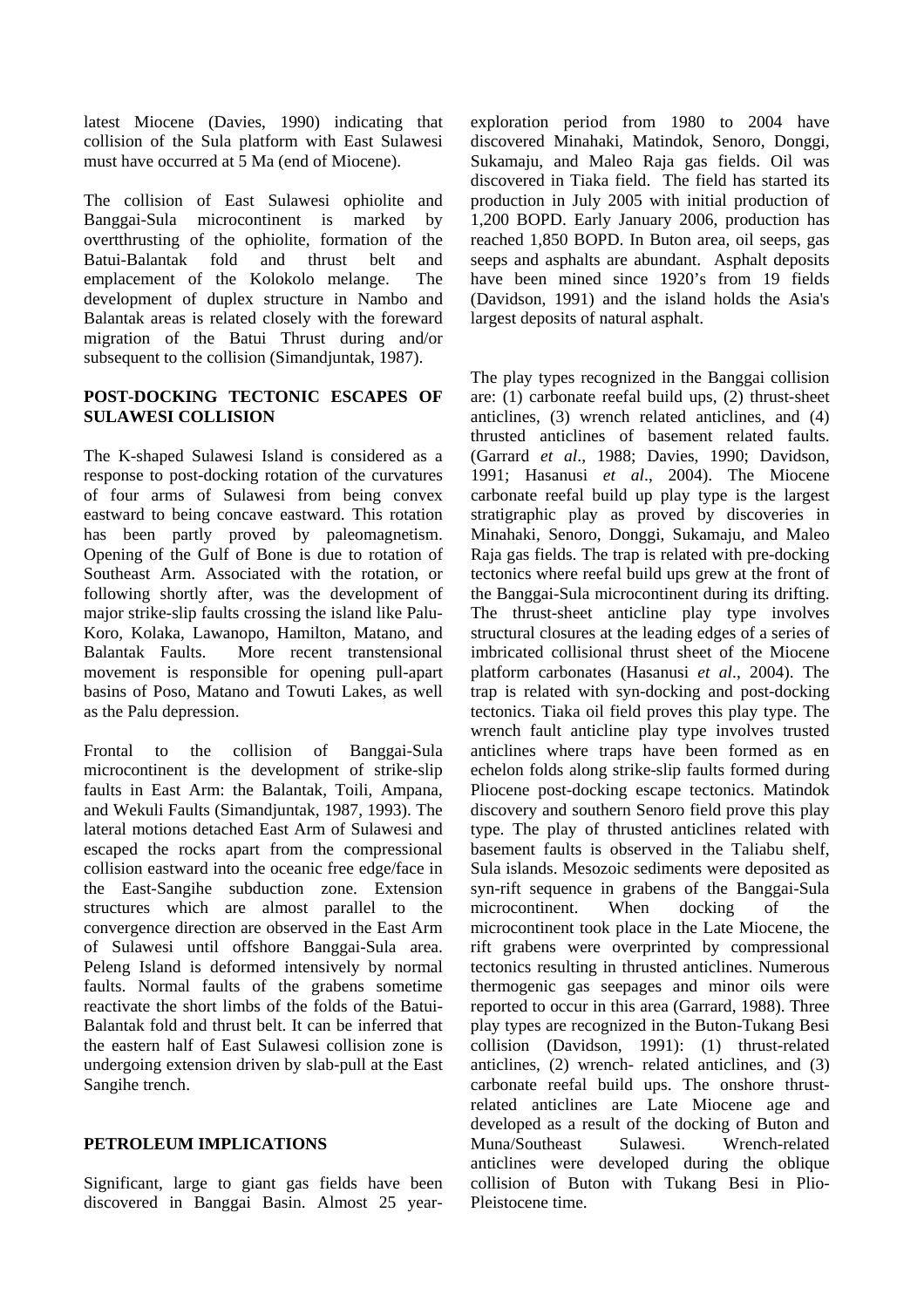latest Miocene (Davies, 1990) indicating that collision of the Sula platform with East Sulawesi must have occurred at 5 Ma (end of Miocene).

The collision of East Sulawesi ophiolite and Banggai-Sula microcontinent is marked by overtthrusting of the ophiolite, formation of the Batui-Balantak fold and thrust belt and emplacement of the Kolokolo melange. The development of duplex structure in Nambo and Balantak areas is related closely with the foreward migration of the Batui Thrust during and/or subsequent to the collision (Simandjuntak, 1987).

## POST-DOCKING TECTONIC ESCAPES OF SULAWESI COLLISION

The K-shaped Sulawesi Island is considered as a response to post-docking rotation of the curvatures of four arms of Sulawesi from being convex eastward to being concave eastward. This rotation has been partly proved by paleomagnetism. Opening of the Gulf of Bone is due to rotation of Southeast Arm. Associated with the rotation, or following shortly after, was the development of major strike-slip faults crossing the island like Palu-Koro, Kolaka, Lawanopo, Hamilton, Matano, and Balantak Faults. More recent transtensional movement is responsible for opening pull-apart basins of Poso, Matano and Towuti Lakes, as well as the Palu depression.

Frontal to the collision of Banggai-Sula microcontinent is the development of strike-slip faults in East Arm: the Balantak, Toili, Ampana, and Wekuli Faults (Simandjuntak, 1987, 1993). The lateral motions detached East Arm of Sulawesi and escaped the rocks apart from the compressional collision eastward into the oceanic free edge/face in the East-Sangihe subduction zone. Extension structures which are almost parallel to the convergence direction are observed in the East Arm of Sulawesi until offshore Banggai-Sula area. Peleng Island is deformed intensively by normal faults. Normal faults of the grabens sometime reactivate the short limbs of the folds of the Batui-Balantak fold and thrust belt. It can be inferred that the eastern half of East Sulawesi collision zone is undergoing extension driven by slab-pull at the East Sangihe trench.

## PETROLEUM IMPLICATIONS

Significant, large to giant gas fields have been discovered in Banggai Basin. Almost 25 year-exploration period from 1980 to 2004 have discovered Minahaki, Matindok, Senoro, Donggi, Sukamaju, and Maleo Raja gas fields. Oil was discovered in Tiaka field. The field has started its production in July 2005 with initial production of 1,200 BOPD. Early January 2006, production has reached 1,850 BOPD. In Buton area, oil seeps, gas seeps and asphalts are abundant. Asphalt deposits have been mined since 1920's from 19 fields (Davidson, 1991) and the island holds the Asia's largest deposits of natural asphalt.

The play types recognized in the Banggai collision are: (1) carbonate reefal build ups, (2) thrust-sheet anticlines, (3) wrench related anticlines, and (4) thrusted anticlines of basement related faults. (Garrard *et al*., 1988; Davies, 1990; Davidson, 1991; Hasanusi *et al*., 2004). The Miocene carbonate reefal build up play type is the largest stratigraphic play as proved by discoveries in Minahaki, Senoro, Donggi, Sukamaju, and Maleo Raja gas fields. The trap is related with pre-docking tectonics where reefal build ups grew at the front of the Banggai-Sula microcontinent during its drifting. The thrust-sheet anticline play type involves structural closures at the leading edges of a series of imbricated collisional thrust sheet of the Miocene platform carbonates (Hasanusi *et al*., 2004). The trap is related with syn-docking and post-docking tectonics. Tiaka oil field proves this play type. The wrench fault anticline play type involves trusted anticlines where traps have been formed as en echelon folds along strike-slip faults formed during Pliocene post-docking escape tectonics. Matindok discovery and southern Senoro field prove this play type. The play of thrusted anticlines related with basement faults is observed in the Taliabu shelf, Sula islands. Mesozoic sediments were deposited as syn-rift sequence in grabens of the Banggai-Sula microcontinent. When docking of the microcontinent took place in the Late Miocene, the rift grabens were overprinted by compressional tectonics resulting in thrusted anticlines. Numerous thermogenic gas seepages and minor oils were reported to occur in this area (Garrard, 1988). Three play types are recognized in the Buton-Tukang Besi collision (Davidson, 1991): (1) thrust-related anticlines, (2) wrench- related anticlines, and (3) carbonate reefal build ups. The onshore thrust-related anticlines are Late Miocene age and developed as a result of the docking of Buton and Muna/Southeast Sulawesi. Wrench-related anticlines were developed during the oblique collision of Buton with Tukang Besi in Plio-Pleistocene time.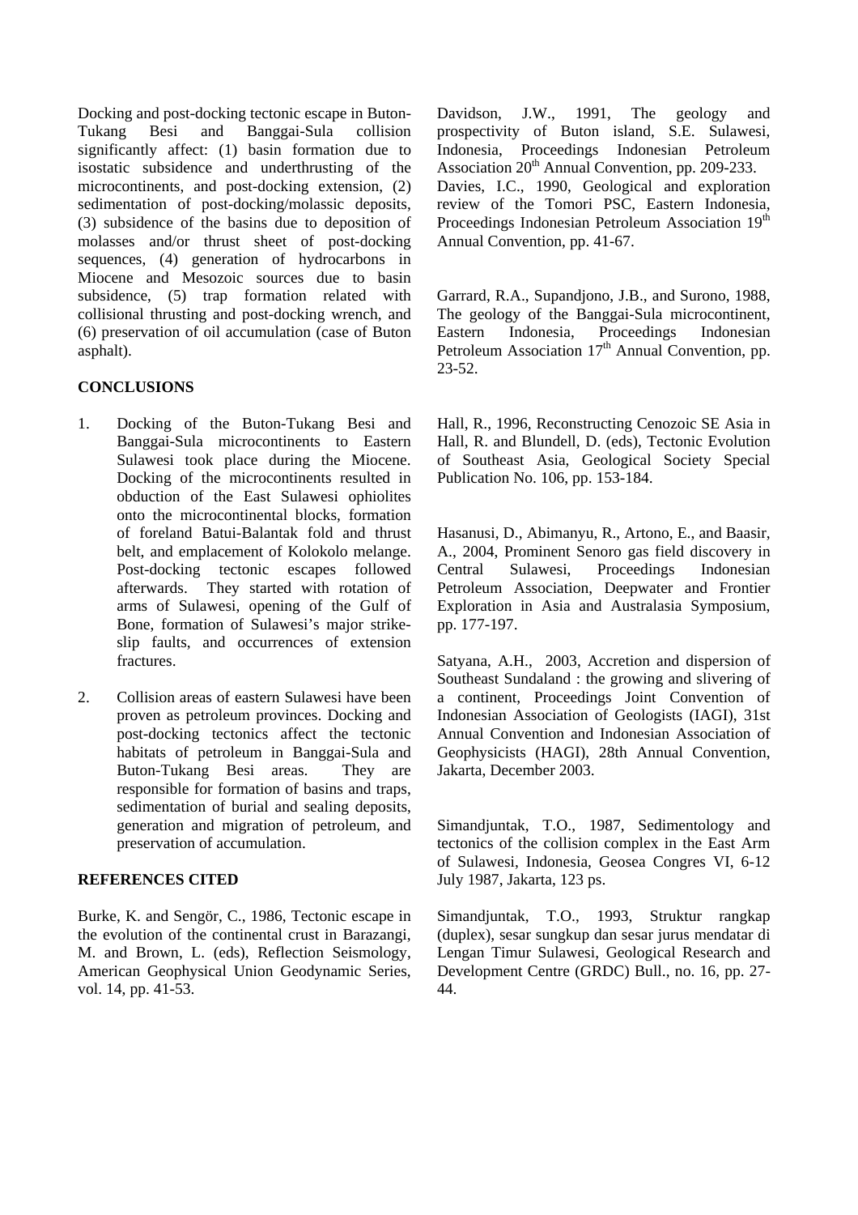Docking and post-docking tectonic escape in Buton-Tukang Besi and Banggai-Sula collision significantly affect: (1) basin formation due to isostatic subsidence and underthrusting of the microcontinents, and post-docking extension, (2) sedimentation of post-docking/molassic deposits, (3) subsidence of the basins due to deposition of molasses and/or thrust sheet of post-docking sequences, (4) generation of hydrocarbons in Miocene and Mesozoic sources due to basin subsidence, (5) trap formation related with collisional thrusting and post-docking wrench, and (6) preservation of oil accumulation (case of Buton asphalt).

**CONCLUSIONS**

1. Docking of the Buton-Tukang Besi and Banggai-Sula microcontinents to Eastern Sulawesi took place during the Miocene. Docking of the microcontinents resulted in obduction of the East Sulawesi ophiolites onto the microcontinental blocks, formation of foreland Batui-Balantak fold and thrust belt, and emplacement of Kolokolo melange. Post-docking tectonic escapes followed afterwards. They started with rotation of arms of Sulawesi, opening of the Gulf of Bone, formation of Sulawesi's major strike-slip faults, and occurrences of extension fractures.

2. Collision areas of eastern Sulawesi have been proven as petroleum provinces. Docking and post-docking tectonics affect the tectonic habitats of petroleum in Banggai-Sula and Buton-Tukang Besi areas. They are responsible for formation of basins and traps, sedimentation of burial and sealing deposits, generation and migration of petroleum, and preservation of accumulation.

**REFERENCES CITED**

Burke, K. and Sengör, C., 1986, Tectonic escape in the evolution of the continental crust in Barazangi, M. and Brown, L. (eds), Reflection Seismology, American Geophysical Union Geodynamic Series, vol. 14, pp. 41-53.

Davidson, J.W., 1991, The geology and prospectivity of Buton island, S.E. Sulawesi, Indonesia, Proceedings Indonesian Petroleum Association 20th Annual Convention, pp. 209-233.

Davies, I.C., 1990, Geological and exploration review of the Tomori PSC, Eastern Indonesia, Proceedings Indonesian Petroleum Association 19th Annual Convention, pp. 41-67.

Garrard, R.A., Supandjono, J.B., and Surono, 1988, The geology of the Banggai-Sula microcontinent, Eastern Indonesia, Proceedings Indonesian Petroleum Association 17th Annual Convention, pp. 23-52.

Hall, R., 1996, Reconstructing Cenozoic SE Asia in Hall, R. and Blundell, D. (eds), Tectonic Evolution of Southeast Asia, Geological Society Special Publication No. 106, pp. 153-184.

Hasanusi, D., Abimanyu, R., Artono, E., and Baasir, A., 2004, Prominent Senoro gas field discovery in Central Sulawesi, Proceedings Indonesian Petroleum Association, Deepwater and Frontier Exploration in Asia and Australasia Symposium, pp. 177-197.

Satyana, A.H., 2003, Accretion and dispersion of Southeast Sundaland : the growing and slivering of a continent, Proceedings Joint Convention of Indonesian Association of Geologists (IAGI), 31st Annual Convention and Indonesian Association of Geophysicists (HAGI), 28th Annual Convention, Jakarta, December 2003.

Simandjuntak, T.O., 1987, Sedimentology and tectonics of the collision complex in the East Arm of Sulawesi, Indonesia, Geosea Congres VI, 6-12 July 1987, Jakarta, 123 ps.

Simandjuntak, T.O., 1993, Struktur rangkap (duplex), sesar sungkup dan sesar jurus mendatar di Lengan Timur Sulawesi, Geological Research and Development Centre (GRDC) Bull., no. 16, pp. 27-44.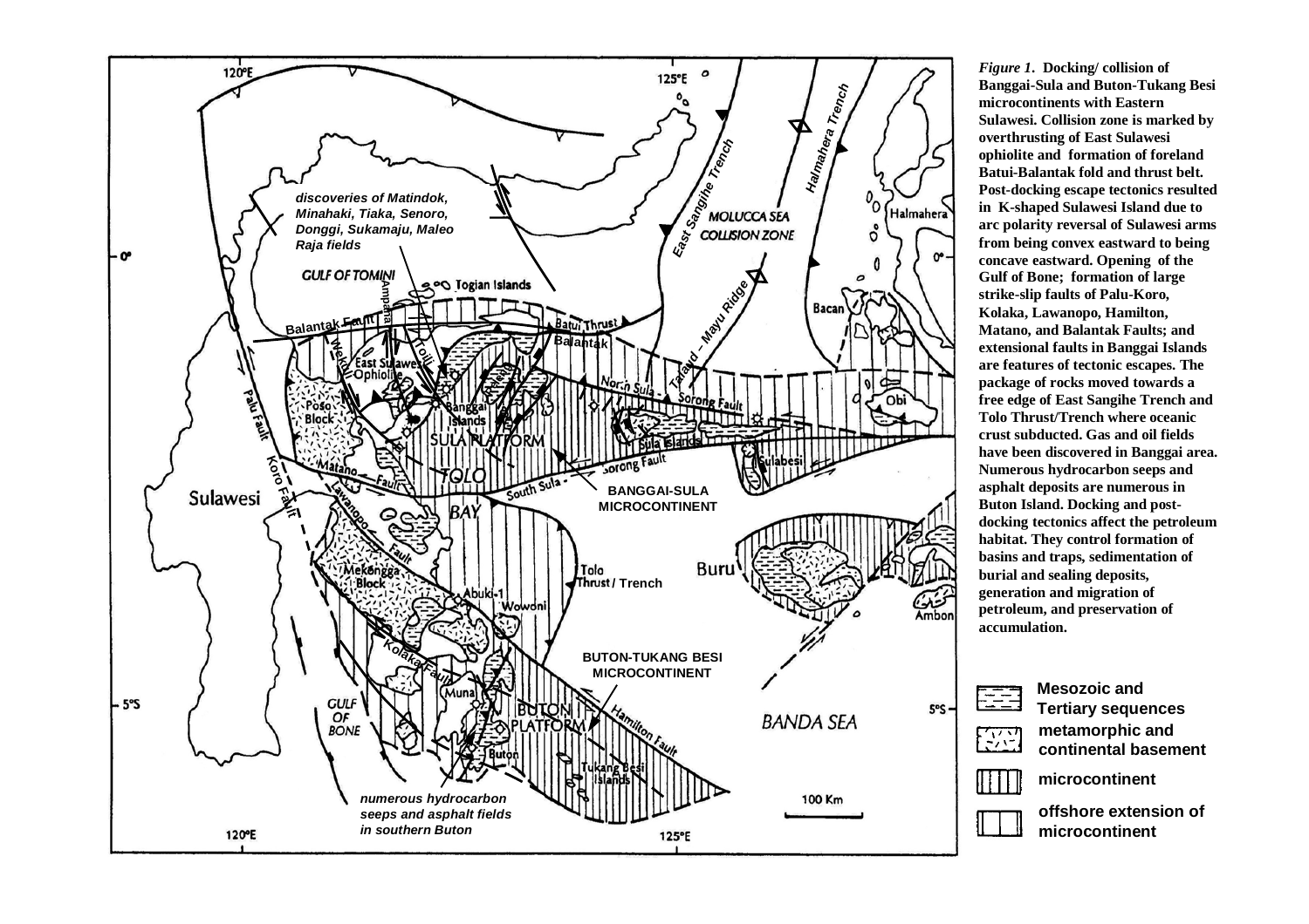*Figure 1*. **Docking/ collision of Banggai-Sula and Buton-Tukang Besi microcontinents with Eastern Sulawesi. Collision zone is marked by overthrusting of East Sulawesi ophiolite and formation of foreland Batui-Balantak fold and thrust belt. Post-docking escape tectonics resulted in K-shaped Sulawesi Island due to arc polarity reversal of Sulawesi arms from being convex eastward to being concave eastward. Opening of the Gulf of Bone; formation of large strike-slip faults of Palu-Koro, Kolaka, Lawanopo, Hamilton, Matano, and Balantak Faults; and extensional faults in Banggai Islands are features of tectonic escapes. The package of rocks moved towards a free edge of East Sangihe Trench and Tolo Thrust/Trench where oceanic crust subducted. Gas and oil fields have been discovered in Banggai area. Numerous hydrocarbon seeps and asphalt deposits are numerous in Buton Island. Docking and post-docking tectonics affect the petroleum habitat. They control formation of basins and traps, sedimentation of burial and sealing deposits, generation and migration of petroleum, and preservation of accumulation.**

120°E
125°E
0°
5°S
discoveries of Matindok, Minahaki, Tiaka, Senoro, Donggi, Sukamaju, Maleo Raja fields
GULF OF TOMINI
Togian Islands
Ampana
Balantak Fault
Batui Thrust
Balantak
Wekuli
Toili
East Sulawesi Ophiolite
Poso Block
Banggai Islands
SULA PLATFORM
North Sula - Sorong Fault
Sula Islands
Sulabesi
South Sula - Sorong Fault
Matano Fault
Palu Fault
Koro Fault
Sulawesi
TOLO BAY
BANGGAI-SULA MICROCONTINENT
Lawanopo Fault
Mekongga Block
Abuki-1
Wowoni
Tolo Thrust / Trench
Buru
Kolaka Fault
Muna
BUTON PLATFORM
Buton
Tukang Besi Islands
BUTON-TUKANG BESI MICROCONTINENT
Hamilton Fault
GULF OF BONE
BANDA SEA
numerous hydrocarbon seeps and asphalt fields in southern Buton
100 Km
East Sangihe Trench
MOLUCCA SEA COLLISION ZONE
Talaud – Mayu Ridge
Halmahera Trench
Halmahera
Bacan
Obi
Ambon

Mesozoic and Tertiary sequences
metamorphic and continental basement
microcontinent
offshore extension of microcontinent